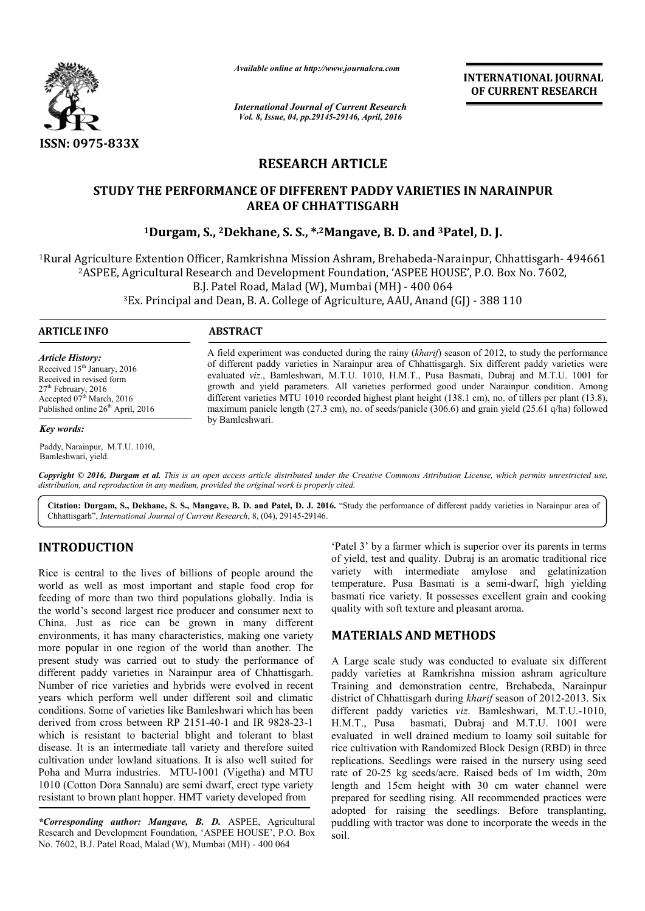# RESEARCH ARTICLE

## STUDY THE PERFORMANCE OF DIFFERENT PADDY VARIETIES IN NARAINPUR AREA OF CHHATTISGARH

**[1]Durgam, S., [2]Dekhane, S. S., *,[2]Mangave, B. D. and [3]Patel, D. J.**

[1]Rural Agriculture Extention Officer, Ramkrishna Mission Ashram, Brehabeda-Narainpur, Chhattisgarh- 494661

[2]ASPEE, Agricultural Research and Development Foundation, 'ASPEE HOUSE', P.O. Box No. 7602, B.J. Patel Road, Malad (W), Mumbai (MH) - 400 064

[3]Ex. Principal and Dean, B. A. College of Agriculture, AAU, Anand (GJ) - 388 110

### ARTICLE INFO

*Article History:*

Received 15th January, 2016
Received in revised form 27th February, 2016
Accepted 07th March, 2016
Published online 26th April, 2016

*Key words:*

Paddy, Narainpur, M.T.U. 1010, Bamleshwari, yield.

### ABSTRACT

A field experiment was conducted during the rainy (*kharif*) season of 2012, to study the performance of different paddy varieties in Narainpur area of Chhattisgargh. Six different paddy varieties were evaluated *viz*., Bamleshwari, M.T.U. 1010, H.M.T., Pusa Basmati, Dubraj and M.T.U. 1001 for growth and yield parameters. All varieties performed good under Narainpur condition. Among different varieties MTU 1010 recorded highest plant height (138.1 cm), no. of tillers per plant (13.8), maximum panicle length (27.3 cm), no. of seeds/panicle (306.6) and grain yield (25.61 q/ha) followed by Bamleshwari.

*Copyright © 2016, Durgam et al. This is an open access article distributed under the Creative Commons Attribution License, which permits unrestricted use, distribution, and reproduction in any medium, provided the original work is properly cited.*

**Citation: Durgam, S., Dekhane, S. S., Mangave, B. D. and Patel, D. J. 2016.** "Study the performance of different paddy varieties in Narainpur area of Chhattisgarh", *International Journal of Current Research*, 8, (04), 29145-29146.

## INTRODUCTION

Rice is central to the lives of billions of people around the world as well as most important and staple food crop for feeding of more than two third populations globally. India is the world's second largest rice producer and consumer next to China. Just as rice can be grown in many different environments, it has many characteristics, making one variety more popular in one region of the world than another. The present study was carried out to study the performance of different paddy varieties in Narainpur area of Chhattisgarh. Number of rice varieties and hybrids were evolved in recent years which perform well under different soil and climatic conditions. Some of varieties like Bamleshwari which has been derived from cross between RP 2151-40-1 and IR 9828-23-1 which is resistant to bacterial blight and tolerant to blast disease. It is an intermediate tall variety and therefore suited cultivation under lowland situations. It is also well suited for Poha and Murra industries. MTU-1001 (Vigetha) and MTU 1010 (Cotton Dora Sannalu) are semi dwarf, erect type variety resistant to brown plant hopper. HMT variety developed from 'Patel 3' by a farmer which is superior over its parents in terms of yield, test and quality. Dubraj is an aromatic traditional rice variety with intermediate amylose and gelatinization temperature. Pusa Basmati is a semi-dwarf, high yielding basmati rice variety. It possesses excellent grain and cooking quality with soft texture and pleasant aroma.

## MATERIALS AND METHODS

A Large scale study was conducted to evaluate six different paddy varieties at Ramkrishna mission ashram agriculture Training and demonstration centre, Brehabeda, Narainpur district of Chhattisgarh during *kharif* season of 2012-2013. Six different paddy varieties *viz*. Bamleshwari, M.T.U.-1010, H.M.T., Pusa basmati, Dubraj and M.T.U. 1001 were evaluated in well drained medium to loamy soil suitable for rice cultivation with Randomized Block Design (RBD) in three replications. Seedlings were raised in the nursery using seed rate of 20-25 kg seeds/acre. Raised beds of 1m width, 20m length and 15cm height with 30 cm water channel were prepared for seedling rising. All recommended practices were adopted for raising the seedlings. Before transplanting, puddling with tractor was done to incorporate the weeds in the soil.

*\*Corresponding author: Mangave, B. D.* ASPEE, Agricultural Research and Development Foundation, 'ASPEE HOUSE', P.O. Box No. 7602, B.J. Patel Road, Malad (W), Mumbai (MH) - 400 064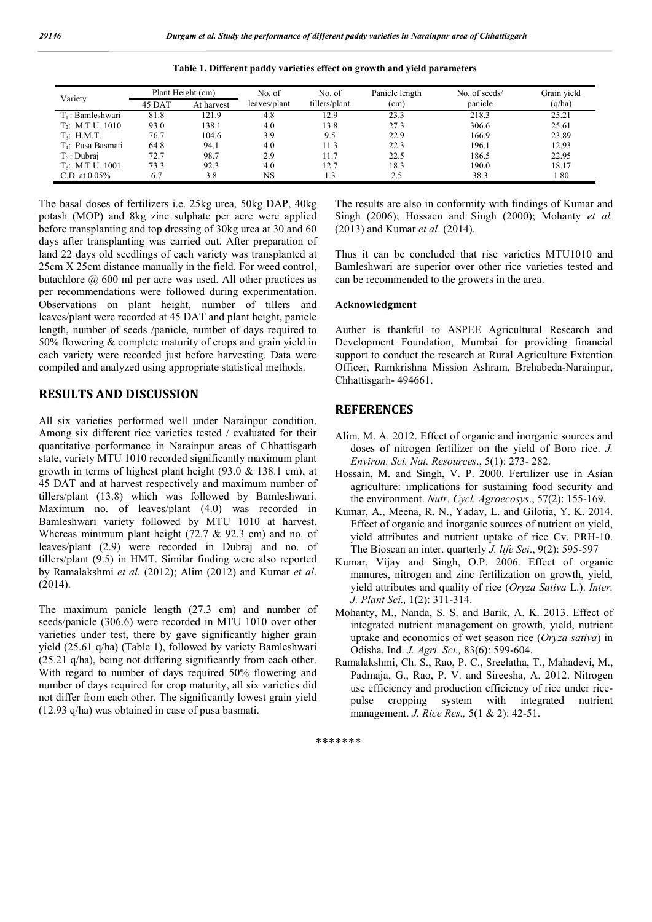**Table 1. Different paddy varieties effect on growth and yield parameters**

| Variety | Plant Height (cm) | | No. of leaves/plant | No. of tillers/plant | Panicle length (cm) | No. of seeds/ panicle | Grain yield (q/ha) |
|---|---|---|---|---|---|---|---|
| | 45 DAT | At harvest | | | | | |
| $T_1$ : Bamleshwari | 81.8 | 121.9 | 4.8 | 12.9 | 23.3 | 218.3 | 25.21 |
| $T_2$: M.T.U. 1010 | 93.0 | 138.1 | 4.0 | 13.8 | 27.3 | 306.6 | 25.61 |
| $T_3$: H.M.T. | 76.7 | 104.6 | 3.9 | 9.5 | 22.9 | 166.9 | 23.89 |
| $T_4$: Pusa Basmati | 64.8 | 94.1 | 4.0 | 11.3 | 22.3 | 196.1 | 12.93 |
| $T_5$ : Dubraj | 72.7 | 98.7 | 2.9 | 11.7 | 22.5 | 186.5 | 22.95 |
| $T_6$: M.T.U. 1001 | 73.3 | 92.3 | 4.0 | 12.7 | 18.3 | 190.0 | 18.17 |
| C.D. at 0.05% | 6.7 | 3.8 | NS | 1.3 | 2.5 | 38.3 | 1.80 |

The basal doses of fertilizers i.e. 25kg urea, 50kg DAP, 40kg potash (MOP) and 8kg zinc sulphate per acre were applied before transplanting and top dressing of 30kg urea at 30 and 60 days after transplanting was carried out. After preparation of land 22 days old seedlings of each variety was transplanted at 25cm X 25cm distance manually in the field. For weed control, butachlore @ 600 ml per acre was used. All other practices as per recommendations were followed during experimentation. Observations on plant height, number of tillers and leaves/plant were recorded at 45 DAT and plant height, panicle length, number of seeds /panicle, number of days required to 50% flowering & complete maturity of crops and grain yield in each variety were recorded just before harvesting. Data were compiled and analyzed using appropriate statistical methods.

## RESULTS AND DISCUSSION

All six varieties performed well under Narainpur condition. Among six different rice varieties tested / evaluated for their quantitative performance in Narainpur areas of Chhattisgarh state, variety MTU 1010 recorded significantly maximum plant growth in terms of highest plant height (93.0 & 138.1 cm), at 45 DAT and at harvest respectively and maximum number of tillers/plant (13.8) which was followed by Bamleshwari. Maximum no. of leaves/plant (4.0) was recorded in Bamleshwari variety followed by MTU 1010 at harvest. Whereas minimum plant height (72.7 & 92.3 cm) and no. of leaves/plant (2.9) were recorded in Dubraj and no. of tillers/plant (9.5) in HMT. Similar finding were also reported by Ramalakshmi *et al.* (2012); Alim (2012) and Kumar *et al*. (2014).

The maximum panicle length (27.3 cm) and number of seeds/panicle (306.6) were recorded in MTU 1010 over other varieties under test, there by gave significantly higher grain yield (25.61 q/ha) (Table 1), followed by variety Bamleshwari (25.21 q/ha), being not differing significantly from each other. With regard to number of days required 50% flowering and number of days required for crop maturity, all six varieties did not differ from each other. The significantly lowest grain yield (12.93 q/ha) was obtained in case of pusa basmati.

The results are also in conformity with findings of Kumar and Singh (2006); Hossaen and Singh (2000); Mohanty *et al.* (2013) and Kumar *et al*. (2014).

Thus it can be concluded that rise varieties MTU1010 and Bamleshwari are superior over other rice varieties tested and can be recommended to the growers in the area.

### Acknowledgment

Auther is thankful to ASPEE Agricultural Research and Development Foundation, Mumbai for providing financial support to conduct the research at Rural Agriculture Extention Officer, Ramkrishna Mission Ashram, Brehabeda-Narainpur, Chhattisgarh- 494661.

## REFERENCES

- Alim, M. A. 2012. Effect of organic and inorganic sources and doses of nitrogen fertilizer on the yield of Boro rice. *J. Environ. Sci. Nat. Resources*., 5(1): 273- 282.
- Hossain, M. and Singh, V. P. 2000. Fertilizer use in Asian agriculture: implications for sustaining food security and the environment. *Nutr. Cycl. Agroecosys*., 57(2): 155-169.
- Kumar, A., Meena, R. N., Yadav, L. and Gilotia, Y. K. 2014. Effect of organic and inorganic sources of nutrient on yield, yield attributes and nutrient uptake of rice Cv. PRH-10. The Bioscan an inter. quarterly *J. life Sci*., 9(2): 595-597
- Kumar, Vijay and Singh, O.P. 2006. Effect of organic manures, nitrogen and zinc fertilization on growth, yield, yield attributes and quality of rice (*Oryza Sativa* L.). *Inter. J. Plant Sci.,* 1(2): 311-314.
- Mohanty, M., Nanda, S. S. and Barik, A. K. 2013. Effect of integrated nutrient management on growth, yield, nutrient uptake and economics of wet season rice (*Oryza sativa*) in Odisha. Ind. *J. Agri. Sci.,* 83(6): 599-604.
- Ramalakshmi, Ch. S., Rao, P. C., Sreelatha, T., Mahadevi, M., Padmaja, G., Rao, P. V. and Sireesha, A. 2012. Nitrogen use efficiency and production efficiency of rice under rice-pulse cropping system with integrated nutrient management. *J. Rice Res.,* 5(1 & 2): 42-51.

*******